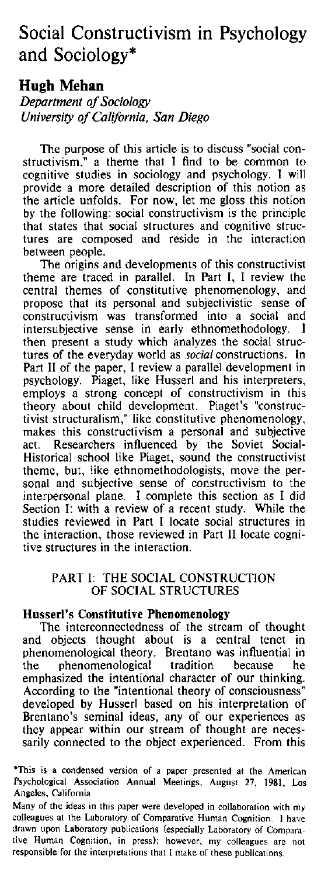# Social Constructivism in Psychology and Sociology*

## Hugh Mehan

*Department of Sociology*
*University of California, San Diego*

The purpose of this article is to discuss "social constructivism," a theme that I find to be common to cognitive studies in sociology and psychology. I will provide a more detailed description of this notion as the article unfolds. For now, let me gloss this notion by the following: social constructivism is the principle that states that social structures and cognitive structures are composed and reside in the interaction between people.

The origins and developments of this constructivist theme are traced in parallel. In Part I, I review the central themes of constitutive phenomenology, and propose that its personal and subjectivistic sense of constructivism was transformed into a social and intersubjective sense in early ethnomethodology. I then present a study which analyzes the social structures of the everyday world as *social* constructions. In Part II of the paper, I review a parallel development in psychology. Piaget, like Husserl and his interpreters, employs a strong concept of constructivism in this theory about child development. Piaget's "constructivist structuralism," like constitutive phenomenology, makes this constructivism a personal and subjective act. Researchers influenced by the Soviet Social-Historical school like Piaget, sound the constructivist theme, but, like ethnomethodologists, move the personal and subjective sense of constructivism to the interpersonal plane. I complete this section as I did Section I: with a review of a recent study. While the studies reviewed in Part I locate social structures in the interaction, those reviewed in Part II locate cognitive structures in the interaction.

### PART I: THE SOCIAL CONSTRUCTION OF SOCIAL STRUCTURES

#### Husserl's Constitutive Phenomenology

The interconnectedness of the stream of thought and objects thought about is a central tenet in phenomenological theory. Brentano was influential in the phenomenological tradition because he emphasized the intentional character of our thinking. According to the "intentional theory of consciousness" developed by Husserl based on his interpretation of Brentano's seminal ideas, any of our experiences as they appear within our stream of thought are necessarily connected to the object experienced. From this

*This is a condensed version of a paper presented at the American Psychological Association Annual Meetings, August 27, 1981, Los Angeles, California

Many of the ideas in this paper were developed in collaboration with my colleagues at the Laboratory of Comparative Human Cognition. I have drawn upon Laboratory publications (especially Laboratory of Comparative Human Cognition, in press); however, my colleagues are not responsible for the interpretations that I make of these publications.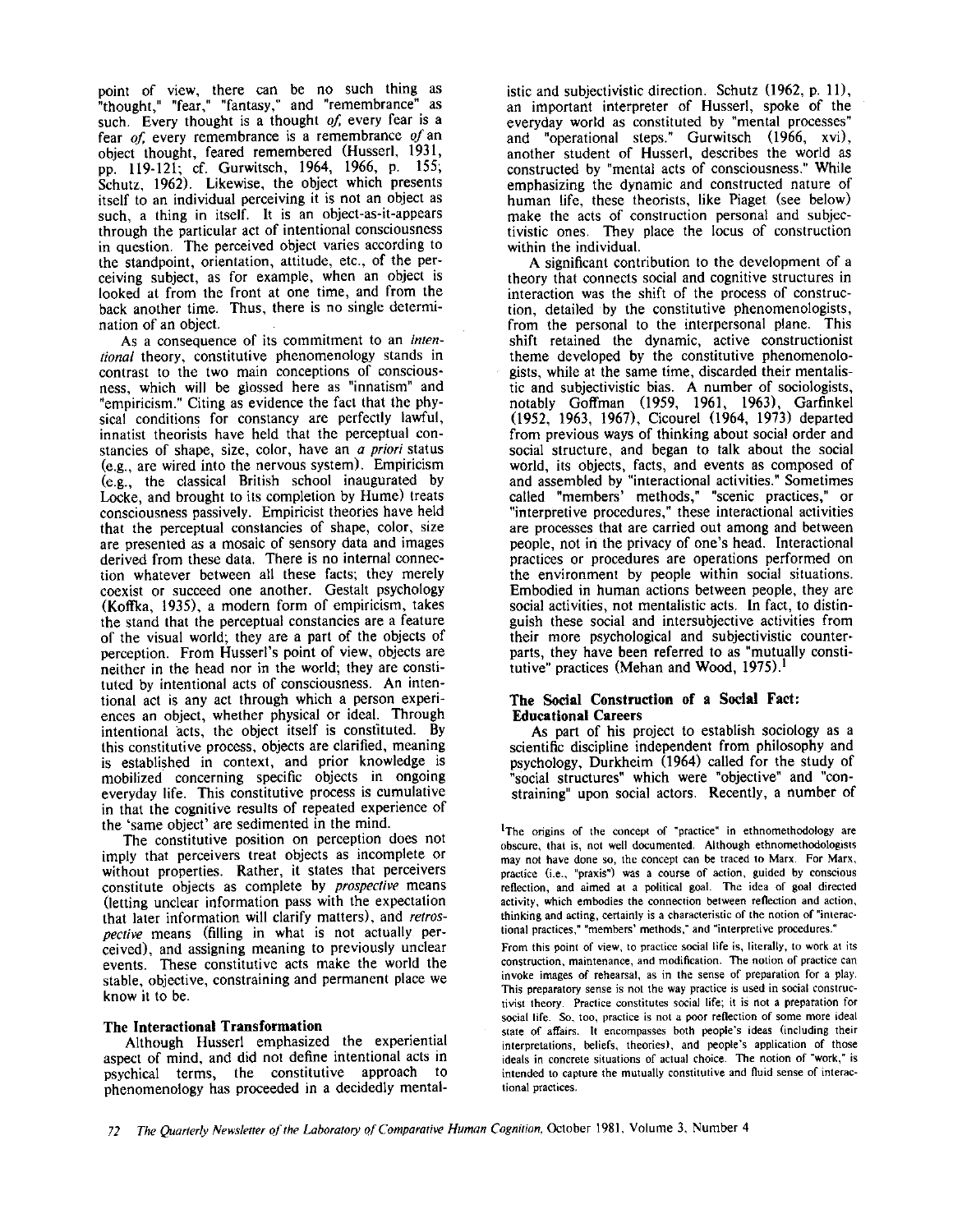point of view, there can be no such thing as "thought," "fear," "fantasy," and "remembrance" as such. Every thought is a thought *of*, every fear is a fear *of*, every remembrance is a remembrance *of* an object thought, feared remembered (Husserl, 1931, pp. 119-121; cf. Gurwitsch, 1964, 1966, p. 155; Schutz, 1962). Likewise, the object which presents itself to an individual perceiving it is not an object as such, a thing in itself. It is an object-as-it-appears through the particular act of intentional consciousness in question. The perceived object varies according to the standpoint, orientation, attitude, etc., of the perceiving subject, as for example, when an object is looked at from the front at one time, and from the back another time. Thus, there is no single determination of an object.

As a consequence of its commitment to an *intentional* theory, constitutive phenomenology stands in contrast to the two main conceptions of consciousness, which will be glossed here as "innatism" and "empiricism." Citing as evidence the fact that the physical conditions for constancy are perfectly lawful, innatist theorists have held that the perceptual constancies of shape, size, color, have an *a priori* status (e.g., are wired into the nervous system). Empiricism (e.g., the classical British school inaugurated by Locke, and brought to its completion by Hume) treats consciousness passively. Empiricist theories have held that the perceptual constancies of shape, color, size are presented as a mosaic of sensory data and images derived from these data. There is no internal connection whatever between all these facts; they merely coexist or succeed one another. Gestalt psychology (Koffka, 1935), a modern form of empiricism, takes the stand that the perceptual constancies are a feature of the visual world; they are a part of the objects of perception. From Husserl's point of view, objects are neither in the head nor in the world; they are constituted by intentional acts of consciousness. An intentional act is any act through which a person experiences an object, whether physical or ideal. Through intentional acts, the object itself is constituted. By this constitutive process, objects are clarified, meaning is established in context, and prior knowledge is mobilized concerning specific objects in ongoing everyday life. This constitutive process is cumulative in that the cognitive results of repeated experience of the 'same object' are sedimented in the mind.

The constitutive position on perception does not imply that perceivers treat objects as incomplete or without properties. Rather, it states that perceivers constitute objects as complete by *prospective* means (letting unclear information pass with the expectation that later information will clarify matters), and *retrospective* means (filling in what is not actually perceived), and assigning meaning to previously unclear events. These constitutive acts make the world the stable, objective, constraining and permanent place we know it to be.

### The Interactional Transformation

Although Husserl emphasized the experiential aspect of mind, and did not define intentional acts in psychical terms, the constitutive approach to phenomenology has proceeded in a decidedly mentalistic and subjectivistic direction. Schutz (1962, p. 11), an important interpreter of Husserl, spoke of the everyday world as constituted by "mental processes" and "operational steps." Gurwitsch (1966, xvi), another student of Husserl, describes the world as constructed by "mental acts of consciousness." While emphasizing the dynamic and constructed nature of human life, these theorists, like Piaget (see below) make the acts of construction personal and subjectivistic ones. They place the locus of construction within the individual.

A significant contribution to the development of a theory that connects social and cognitive structures in interaction was the shift of the process of construction, detailed by the constitutive phenomenologists, from the personal to the interpersonal plane. This shift retained the dynamic, active constructionist theme developed by the constitutive phenomenologists, while at the same time, discarded their mentalistic and subjectivistic bias. A number of sociologists, notably Goffman (1959, 1961, 1963), Garfinkel (1952, 1963, 1967), Cicourel (1964, 1973) departed from previous ways of thinking about social order and social structure, and began to talk about the social world, its objects, facts, and events as composed of and assembled by "interactional activities." Sometimes called "members' methods," "scenic practices," or "interpretive procedures," these interactional activities are processes that are carried out among and between people, not in the privacy of one's head. Interactional practices or procedures are operations performed on the environment by people within social situations. Embodied in human actions between people, they are social activities, not mentalistic acts. In fact, to distinguish these social and intersubjective activities from their more psychological and subjectivistic counterparts, they have been referred to as "mutually constitutive" practices (Mehan and Wood, 1975).[1]

### The Social Construction of a Social Fact: Educational Careers

As part of his project to establish sociology as a scientific discipline independent from philosophy and psychology, Durkheim (1964) called for the study of "social structures" which were "objective" and "constraining" upon social actors. Recently, a number of

[1]The origins of the concept of "practice" in ethnomethodology are obscure, that is, not well documented. Although ethnomethodologists may not have done so, the concept can be traced to Marx. For Marx, practice (i.e., "praxis") was a course of action, guided by conscious reflection, and aimed at a political goal. The idea of goal directed activity, which embodies the connection between reflection and action, thinking and acting, certainly is a characteristic of the notion of "interactional practices," "members' methods," and "interpretive procedures."

From this point of view, to practice social life is, literally, to work at its construction, maintenance, and modification. The notion of practice can invoke images of rehearsal, as in the sense of preparation for a play. This preparatory sense is not the way practice is used in social constructivist theory. Practice constitutes social life; it is not a preparation for social life. So, too, practice is not a poor reflection of some more ideal state of affairs. It encompasses both people's ideas (including their interpretations, beliefs, theories), and people's application of those ideals in concrete situations of actual choice. The notion of "work," is intended to capture the mutually constitutive and fluid sense of interactional practices.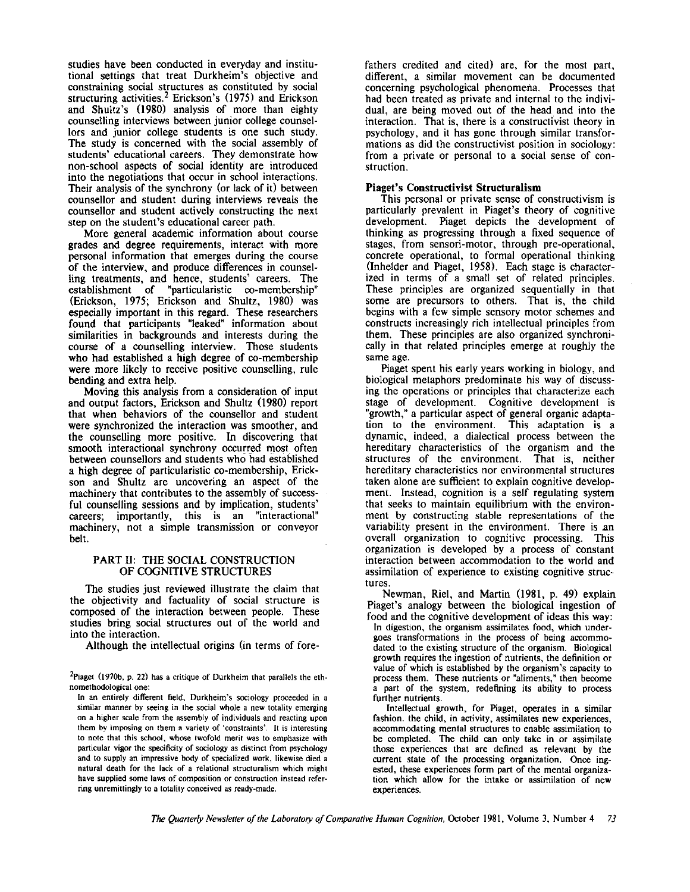studies have been conducted in everyday and institutional settings that treat Durkheim's objective and constraining social structures as constituted by social structuring activities.[2] Erickson's (1975) and Erickson and Shultz's (1980) analysis of more than eighty counselling interviews between junior college counsellors and junior college students is one such study. The study is concerned with the social assembly of students' educational careers. They demonstrate how non-school aspects of social identity are introduced into the negotiations that occur in school interactions. Their analysis of the synchrony (or lack of it) between counsellor and student during interviews reveals the counsellor and student actively constructing the next step on the student's educational career path.

More general academic information about course grades and degree requirements, interact with more personal information that emerges during the course of the interview, and produce differences in counselling treatments, and hence, students' careers. The establishment of "particularistic co-membership" (Erickson, 1975; Erickson and Shultz, 1980) was especially important in this regard. These researchers found that participants "leaked" information about similarities in backgrounds and interests during the course of a counselling interview. Those students who had established a high degree of co-membership were more likely to receive positive counselling, rule bending and extra help.

Moving this analysis from a consideration of input and output factors, Erickson and Shultz (1980) report that when behaviors of the counsellor and student were synchronized the interaction was smoother, and the counselling more positive. In discovering that smooth interactional synchrony occurred most often between counsellors and students who had established a high degree of particularistic co-membership, Erickson and Shultz are uncovering an aspect of the machinery that contributes to the assembly of successful counselling sessions and by implication, students' careers; importantly, this is an "interactional" machinery, not a simple transmission or conveyor belt.

## PART II: THE SOCIAL CONSTRUCTION OF COGNITIVE STRUCTURES

The studies just reviewed illustrate the claim that the objectivity and factuality of social structure is composed of the interaction between people. These studies bring social structures out of the world and into the interaction.

Although the intellectual origins (in terms of forefathers credited and cited) are, for the most part, different, a similar movement can be documented concerning psychological phenomena. Processes that had been treated as private and internal to the individual, are being moved out of the head and into the interaction. That is, there is a constructivist theory in psychology, and it has gone through similar transformations as did the constructivist position in sociology: from a private or personal to a social sense of construction.

### Piaget's Constructivist Structuralism

This personal or private sense of constructivism is particularly prevalent in Piaget's theory of cognitive development. Piaget depicts the development of thinking as progressing through a fixed sequence of stages, from sensori-motor, through pre-operational, concrete operational, to formal operational thinking (Inhelder and Piaget, 1958). Each stage is characterized in terms of a small set of related principles. These principles are organized sequentially in that some are precursors to others. That is, the child begins with a few simple sensory motor schemes and constructs increasingly rich intellectual principles from them. These principles are also organized synchronically in that related principles emerge at roughly the same age.

Piaget spent his early years working in biology, and biological metaphors predominate his way of discussing the operations or principles that characterize each stage of development. Cognitive development is "growth," a particular aspect of general organic adaptation to the environment. This adaptation is a dynamic, indeed, a dialectical process between the hereditary characteristics of the organism and the structures of the environment. That is, neither hereditary characteristics nor environmental structures taken alone are sufficient to explain cognitive development. Instead, cognition is a self regulating system that seeks to maintain equilibrium with the environment by constructing stable representations of the variability present in the environment. There is an overall organization to cognitive processing. This organization is developed by a process of constant interaction between accommodation to the world and assimilation of experience to existing cognitive structures.

Newman, Riel, and Martin (1981, p. 49) explain Piaget's analogy between the biological ingestion of food and the cognitive development of ideas this way:

> In digestion, the organism assimilates food, which undergoes transformations in the process of being accommodated to the existing structure of the organism. Biological growth requires the ingestion of nutrients, the definition or value of which is established by the organism's capacity to process them. These nutrients or "aliments," then become a part of the system, redefining its ability to process further nutrients.
>
> Intellectual growth, for Piaget, operates in a similar fashion. the child, in activity, assimilates new experiences, accommodating mental structures to enable assimilation to be completed. The child can only take in or assimilate those experiences that are defined as relevant by the current state of the processing organization. Once ingested, these experiences form part of the mental organization which allow for the intake or assimilation of new experiences.

---

[2] Piaget (1970b, p. 22) has a critique of Durkheim that parallels the ethnomethodological one:

> In an entirely different field, Durkheim's sociology proceeded in a similar manner by seeing in the social whole a new totality emerging on a higher scale from the assembly of individuals and reacting upon them by imposing on them a variety of 'constraints'. It is interesting to note that this school, whose twofold merit was to emphasize with particular vigor the specificity of sociology as distinct from psychology and to supply an impressive body of specialized work, likewise died a natural death for the lack of a relational structuralism which might have supplied some laws of composition or construction instead referring unremittingly to a totality conceived as ready-made.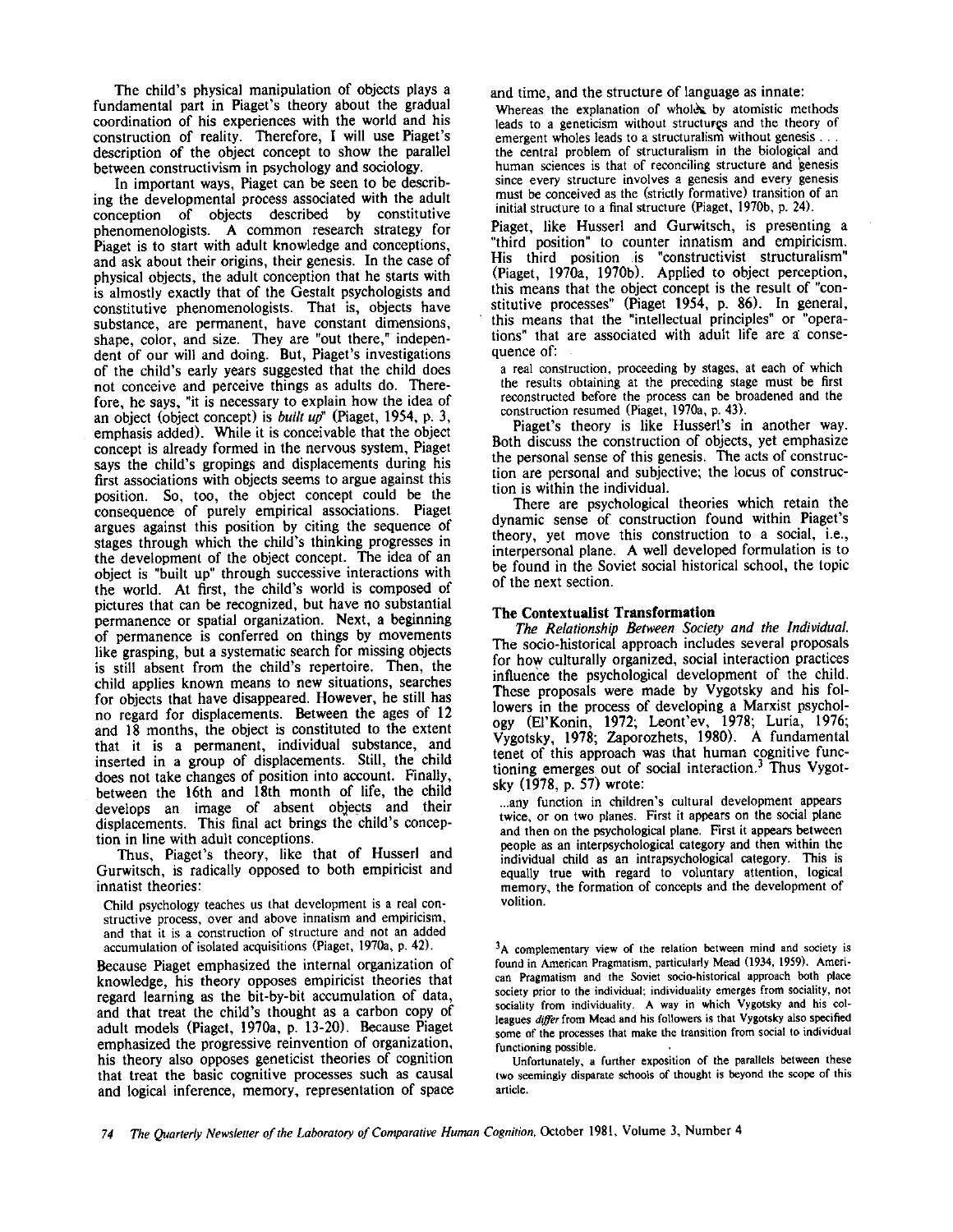The child's physical manipulation of objects plays a fundamental part in Piaget's theory about the gradual coordination of his experiences with the world and his construction of reality. Therefore, I will use Piaget's description of the object concept to show the parallel between constructivism in psychology and sociology.

In important ways, Piaget can be seen to be describing the developmental process associated with the adult conception of objects described by constitutive phenomenologists. A common research strategy for Piaget is to start with adult knowledge and conceptions, and ask about their origins, their genesis. In the case of physical objects, the adult conception that he starts with is almostly exactly that of the Gestalt psychologists and constitutive phenomenologists. That is, objects have substance, are permanent, have constant dimensions, shape, color, and size. They are "out there," independent of our will and doing. But, Piaget's investigations of the child's early years suggested that the child does not conceive and perceive things as adults do. Therefore, he says, "it is necessary to explain how the idea of an object (object concept) is *built up*" (Piaget, 1954, p. 3, emphasis added). While it is conceivable that the object concept is already formed in the nervous system, Piaget says the child's gropings and displacements during his first associations with objects seems to argue against this position. So, too, the object concept could be the consequence of purely empirical associations. Piaget argues against this position by citing the sequence of stages through which the child's thinking progresses in the development of the object concept. The idea of an object is "built up" through successive interactions with the world. At first, the child's world is composed of pictures that can be recognized, but have no substantial permanence or spatial organization. Next, a beginning of permanence is conferred on things by movements like grasping, but a systematic search for missing objects is still absent from the child's repertoire. Then, the child applies known means to new situations, searches for objects that have disappeared. However, he still has no regard for displacements. Between the ages of 12 and 18 months, the object is constituted to the extent that it is a permanent, individual substance, and inserted in a group of displacements. Still, the child does not take changes of position into account. Finally, between the 16th and 18th month of life, the child develops an image of absent objects and their displacements. This final act brings the child's conception in line with adult conceptions.

Thus, Piaget's theory, like that of Husserl and Gurwitsch, is radically opposed to both empiricist and innatist theories:

> Child psychology teaches us that development is a real constructive process, over and above innatism and empiricism, and that it is a construction of structure and not an added accumulation of isolated acquisitions (Piaget, 1970a, p. 42).

Because Piaget emphasized the internal organization of knowledge, his theory opposes empiricist theories that regard learning as the bit-by-bit accumulation of data, and that treat the child's thought as a carbon copy of adult models (Piaget, 1970a, p. 13-20). Because Piaget emphasized the progressive reinvention of organization, his theory also opposes geneticist theories of cognition that treat the basic cognitive processes such as causal and logical inference, memory, representation of space and time, and the structure of language as innate:

> Whereas the explanation of wholes by atomistic methods leads to a geneticism without structures and the theory of emergent wholes leads to a structuralism without genesis . . . the central problem of structuralism in the biological and human sciences is that of reconciling structure and genesis since every structure involves a genesis and every genesis must be conceived as the (strictly formative) transition of an initial structure to a final structure (Piaget, 1970b, p. 24).

Piaget, like Husserl and Gurwitsch, is presenting a "third position" to counter innatism and empiricism. His third position is "constructivist structuralism" (Piaget, 1970a, 1970b). Applied to object perception, this means that the object concept is the result of "constitutive processes" (Piaget 1954, p. 86). In general, this means that the "intellectual principles" or "operations" that are associated with adult life are a consequence of:

> a real construction, proceeding by stages, at each of which the results obtaining at the preceding stage must be first reconstructed before the process can be broadened and the construction resumed (Piaget, 1970a, p. 43).

Piaget's theory is like Husserl's in another way. Both discuss the construction of objects, yet emphasize the personal sense of this genesis. The acts of construction are personal and subjective; the locus of construction is within the individual.

There are psychological theories which retain the dynamic sense of construction found within Piaget's theory, yet move this construction to a social, i.e., interpersonal plane. A well developed formulation is to be found in the Soviet social historical school, the topic of the next section.

## The Contextualist Transformation

*The Relationship Between Society and the Individual.* The socio-historical approach includes several proposals for how culturally organized, social interaction practices influence the psychological development of the child. These proposals were made by Vygotsky and his followers in the process of developing a Marxist psychology (El'Konin, 1972; Leont'ev, 1978; Luria, 1976; Vygotsky, 1978; Zaporozhets, 1980). A fundamental tenet of this approach was that human cognitive functioning emerges out of social interaction.[3] Thus Vygotsky (1978, p. 57) wrote:

> ...any function in children's cultural development appears twice, or on two planes. First it appears on the social plane and then on the psychological plane. First it appears between people as an interpsychological category and then within the individual child as an intrapsychological category. This is equally true with regard to voluntary attention, logical memory, the formation of concepts and the development of volition.

[3] A complementary view of the relation between mind and society is found in American Pragmatism, particularly Mead (1934, 1959). American Pragmatism and the Soviet socio-historical approach both place society prior to the individual; individuality emerges from sociality, not sociality from individuality. A way in which Vygotsky and his colleagues *differ* from Mead and his followers is that Vygotsky also specified some of the processes that make the transition from social to individual functioning possible.

Unfortunately, a further exposition of the parallels between these two seemingly disparate schools of thought is beyond the scope of this article.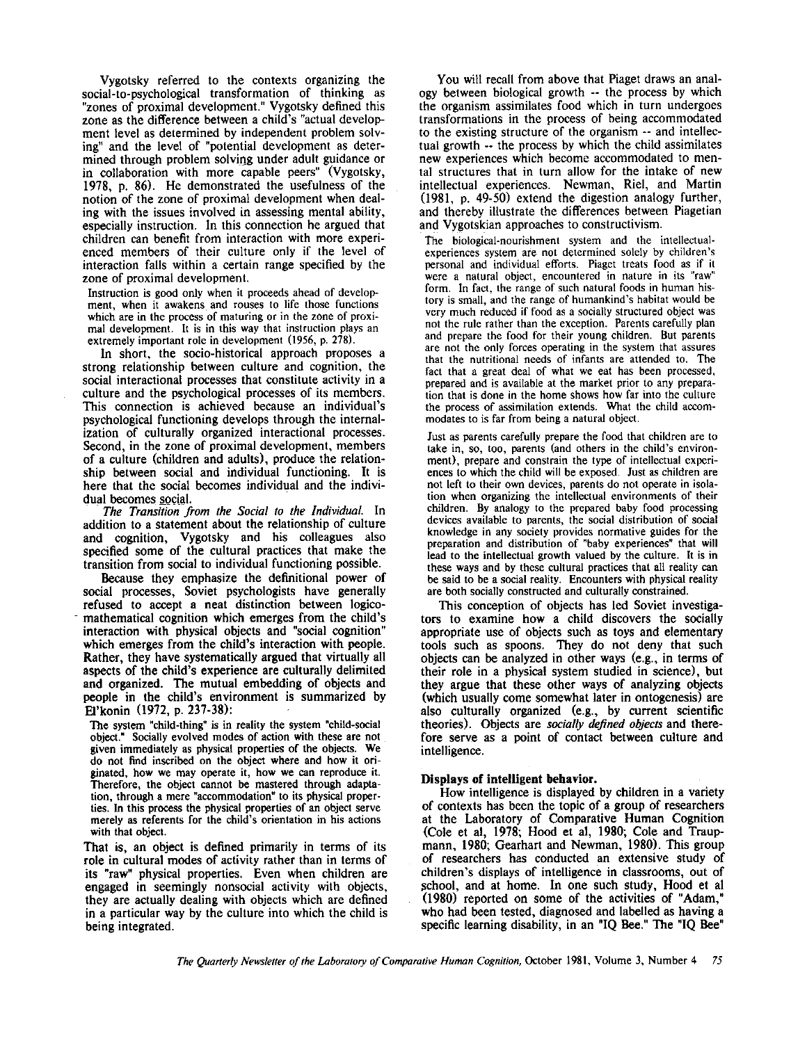Vygotsky referred to the contexts organizing the social-to-psychological transformation of thinking as "zones of proximal development." Vygotsky defined this zone as the difference between a child's "actual development level as determined by independent problem solving" and the level of "potential development as determined through problem solving under adult guidance or in collaboration with more capable peers" (Vygotsky, 1978, p. 86). He demonstrated the usefulness of the notion of the zone of proximal development when dealing with the issues involved in assessing mental ability, especially instruction. In this connection he argued that children can benefit from interaction with more experienced members of their culture only if the level of interaction falls within a certain range specified by the zone of proximal development.

> Instruction is good only when it proceeds ahead of development, when it awakens and rouses to life those functions which are in the process of maturing or in the zone of proximal development. It is in this way that instruction plays an extremely important role in development (1956, p. 278).

In short, the socio-historical approach proposes a strong relationship between culture and cognition, the social interactional processes that constitute activity in a culture and the psychological processes of its members. This connection is achieved because an individual's psychological functioning develops through the internalization of culturally organized interactional processes. Second, in the zone of proximal development, members of a culture (children and adults), produce the relationship between social and individual functioning. It is here that the social becomes individual and the individual becomes social.

*The Transition from the Social to the Individual.* In addition to a statement about the relationship of culture and cognition, Vygotsky and his colleagues also specified some of the cultural practices that make the transition from social to individual functioning possible.

Because they emphasize the definitional power of social processes, Soviet psychologists have generally refused to accept a neat distinction between logico-mathematical cognition which emerges from the child's interaction with physical objects and "social cognition" which emerges from the child's interaction with people. Rather, they have systematically argued that virtually all aspects of the child's experience are culturally delimited and organized. The mutual embedding of objects and people in the child's environment is summarized by El'konin (1972, p. 237-38):

> The system "child-thing" is in reality the system "child-social object." Socially evolved modes of action with these are not given immediately as physical properties of the objects. We do not find inscribed on the object where and how it originated, how we may operate it, how we can reproduce it. Therefore, the object cannot be mastered through adaptation, through a mere "accommodation" to its physical properties. In this process the physical properties of an object serve merely as referents for the child's orientation in his actions with that object.

That is, an object is defined primarily in terms of its role in cultural modes of activity rather than in terms of its "raw" physical properties. Even when children are engaged in seemingly nonsocial activity with objects, they are actually dealing with objects which are defined in a particular way by the culture into which the child is being integrated.

You will recall from above that Piaget draws an analogy between biological growth -- the process by which the organism assimilates food which in turn undergoes transformations in the process of being accommodated to the existing structure of the organism -- and intellectual growth -- the process by which the child assimilates new experiences which become accommodated to mental structures that in turn allow for the intake of new intellectual experiences. Newman, Riel, and Martin (1981, p. 49-50) extend the digestion analogy further, and thereby illustrate the differences between Piagetian and Vygotskian approaches to constructivism.

> The biological-nourishment system and the intellectual-experiences system are not determined solely by children's personal and individual efforts. Piaget treats food as if it were a natural object, encountered in nature in its "raw" form. In fact, the range of such natural foods in human history is small, and the range of humankind's habitat would be very much reduced if food as a socially structured object was not the rule rather than the exception. Parents carefully plan and prepare the food for their young children. But parents are not the only forces operating in the system that assures that the nutritional needs of infants are attended to. The fact that a great deal of what we eat has been processed, prepared and is available at the market prior to any preparation that is done in the home shows how far into the culture the process of assimilation extends. What the child accommodates to is far from being a natural object.
>
> Just as parents carefully prepare the food that children are to take in, so, too, parents (and others in the child's environment), prepare and constrain the type of intellectual experiences to which the child will be exposed. Just as children are not left to their own devices, parents do not operate in isolation when organizing the intellectual environments of their children. By analogy to the prepared baby food processing devices available to parents, the social distribution of social knowledge in any society provides normative guides for the preparation and distribution of "baby experiences" that will lead to the intellectual growth valued by the culture. It is in these ways and by these cultural practices that all reality can be said to be a social reality. Encounters with physical reality are both socially constructed and culturally constrained.

This conception of objects has led Soviet investigators to examine how a child discovers the socially appropriate use of objects such as toys and elementary tools such as spoons. They do not deny that such objects can be analyzed in other ways (e.g., in terms of their role in a physical system studied in science), but they argue that these other ways of analyzing objects (which usually come somewhat later in ontogenesis) are also culturally organized (e.g., by current scientific theories). Objects are *socially defined objects* and therefore serve as a point of contact between culture and intelligence.

### Displays of intelligent behavior.

How intelligence is displayed by children in a variety of contexts has been the topic of a group of researchers at the Laboratory of Comparative Human Cognition (Cole et al, 1978; Hood et al, 1980; Cole and Traupmann, 1980; Gearhart and Newman, 1980). This group of researchers has conducted an extensive study of children's displays of intelligence in classrooms, out of school, and at home. In one such study, Hood et al (1980) reported on some of the activities of "Adam," who had been tested, diagnosed and labelled as having a specific learning disability, in an "IQ Bee." The "IQ Bee"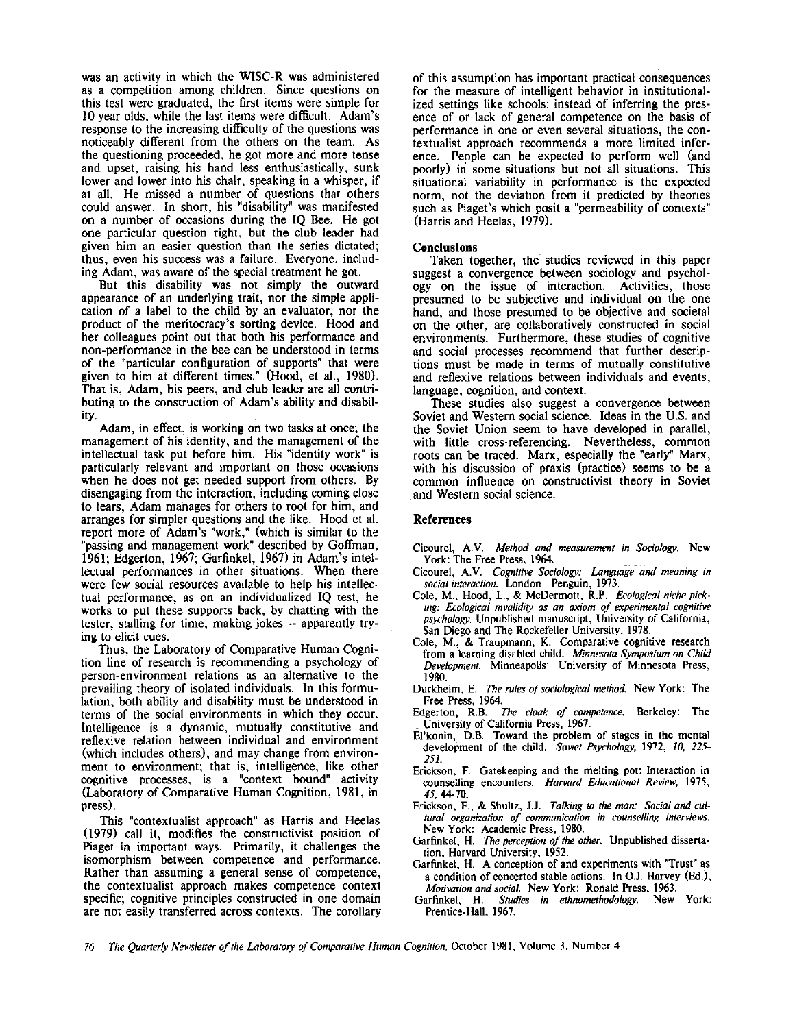was an activity in which the WISC-R was administered as a competition among children. Since questions on this test were graduated, the first items were simple for 10 year olds, while the last items were difficult. Adam's response to the increasing difficulty of the questions was noticeably different from the others on the team. As the questioning proceeded, he got more and more tense and upset, raising his hand less enthusiastically, sunk lower and lower into his chair, speaking in a whisper, if at all. He missed a number of questions that others could answer. In short, his "disability" was manifested on a number of occasions during the IQ Bee. He got one particular question right, but the club leader had given him an easier question than the series dictated; thus, even his success was a failure. Everyone, including Adam, was aware of the special treatment he got.

But this disability was not simply the outward appearance of an underlying trait, nor the simple application of a label to the child by an evaluator, nor the product of the meritocracy's sorting device. Hood and her colleagues point out that both his performance and non-performance in the bee can be understood in terms of the "particular configuration of supports" that were given to him at different times." (Hood, et al., 1980). That is, Adam, his peers, and club leader are all contributing to the construction of Adam's ability and disability.

Adam, in effect, is working on two tasks at once; the management of his identity, and the management of the intellectual task put before him. His "identity work" is particularly relevant and important on those occasions when he does not get needed support from others. By disengaging from the interaction, including coming close to tears, Adam manages for others to root for him, and arranges for simpler questions and the like. Hood et al. report more of Adam's "work," (which is similar to the "passing and management work" described by Goffman, 1961; Edgerton, 1967; Garfinkel, 1967) in Adam's intellectual performances in other situations. When there were few social resources available to help his intellectual performance, as on an individualized IQ test, he works to put these supports back, by chatting with the tester, stalling for time, making jokes -- apparently trying to elicit cues.

Thus, the Laboratory of Comparative Human Cognition line of research is recommending a psychology of person-environment relations as an alternative to the prevailing theory of isolated individuals. In this formulation, both ability and disability must be understood in terms of the social environments in which they occur. Intelligence is a dynamic, mutually constitutive and reflexive relation between individual and environment (which includes others), and may change from environment to environment; that is, intelligence, like other cognitive processes, is a "context bound" activity (Laboratory of Comparative Human Cognition, 1981, in press).

This "contextualist approach" as Harris and Heelas (1979) call it, modifies the constructivist position of Piaget in important ways. Primarily, it challenges the isomorphism between competence and performance. Rather than assuming a general sense of competence, the contextualist approach makes competence context specific; cognitive principles constructed in one domain are not easily transferred across contexts. The corollary of this assumption has important practical consequences for the measure of intelligent behavior in institutionalized settings like schools: instead of inferring the presence of or lack of general competence on the basis of performance in one or even several situations, the contextualist approach recommends a more limited inference. People can be expected to perform well (and poorly) in some situations but not all situations. This situational variability in performance is the expected norm, not the deviation from it predicted by theories such as Piaget's which posit a "permeability of contexts" (Harris and Heelas, 1979).

### Conclusions

Taken together, the studies reviewed in this paper suggest a convergence between sociology and psychology on the issue of interaction. Activities, those presumed to be subjective and individual on the one hand, and those presumed to be objective and societal on the other, are collaboratively constructed in social environments. Furthermore, these studies of cognitive and social processes recommend that further descriptions must be made in terms of mutually constitutive and reflexive relations between individuals and events, language, cognition, and context.

These studies also suggest a convergence between Soviet and Western social science. Ideas in the U.S. and the Soviet Union seem to have developed in parallel, with little cross-referencing. Nevertheless, common roots can be traced. Marx, especially the "early" Marx, with his discussion of praxis (practice) seems to be a common influence on constructivist theory in Soviet and Western social science.

### References

Cicourel, A.V. *Method and measurement in Sociology.* New York: The Free Press, 1964.

Cicourel, A.V. *Cognitive Sociology: Language and meaning in social interaction.* London: Penguin, 1973.

Cole, M., Hood, L., & McDermott, R.P. *Ecological niche picking: Ecological invalidity as an axiom of experimental cognitive psychology.* Unpublished manuscript, University of California, San Diego and The Rockefeller University, 1978.

Cole, M., & Traupmann, K. Comparative cognitive research from a learning disabled child. *Minnesota Symposium on Child Development.* Minneapolis: University of Minnesota Press, 1980.

Durkheim, E. *The rules of sociological method.* New York: The Free Press, 1964.

Edgerton, R.B. *The cloak of competence.* Berkeley: The University of California Press, 1967.

El'konin, D.B. Toward the problem of stages in the mental development of the child. *Soviet Psychology,* 1972, *10,* 225-251.

Erickson, F. Gatekeeping and the melting pot: Interaction in counselling encounters. *Harvard Educational Review,* 1975, *45,* 44-70.

Erickson, F., & Shultz, J.J. *Talking to the man: Social and cultural organization of communication in counselling interviews.* New York: Academic Press, 1980.

Garfinkel, H. *The perception of the other.* Unpublished dissertation, Harvard University, 1952.

Garfinkel, H. A conception of and experiments with "Trust" as a condition of concerted stable actions. In O.J. Harvey (Ed.), *Motivation and social.* New York: Ronald Press, 1963.

Garfinkel, H. *Studies in ethnomethodology.* New York: Prentice-Hall, 1967.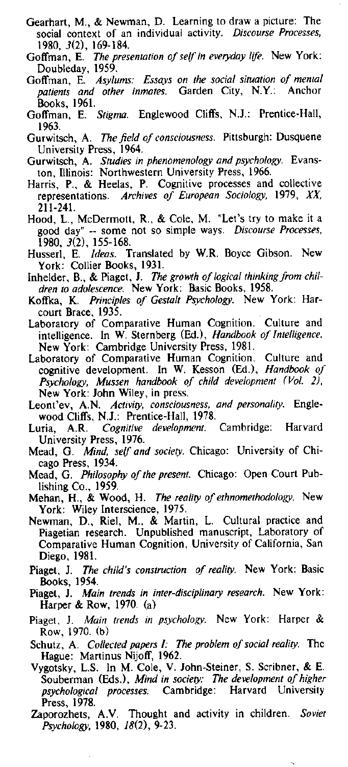Gearhart, M., & Newman, D. Learning to draw a picture: The social context of an individual activity. *Discourse Processes,* 1980, *3*(2), 169-184.

Goffman, E. *The presentation of self in everyday life.* New York: Doubleday, 1959.

Goffman, E. *Asylums: Essays on the social situation of mental patients and other inmates.* Garden City, N.Y.: Anchor Books, 1961.

Goffman, E. *Stigma.* Englewood Cliffs, N.J.: Prentice-Hall, 1963.

Gurwitsch, A. *The field of consciousness.* Pittsburgh: Dusquene University Press, 1964.

Gurwitsch, A. *Studies in phenomenology and psychology.* Evanston, Illinois: Northwestern University Press, 1966.

Harris, P., & Heelas, P. Cognitive processes and collective representations. *Archives of European Sociology,* 1979, *XX,* 211-241.

Hood, L., McDermott, R., & Cole, M. "Let's try to make it a good day" -- some not so simple ways. *Discourse Processes,* 1980, *3*(2), 155-168.

Husserl, E. *Ideas.* Translated by W.R. Boyce Gibson. New York: Collier Books, 1931.

Inhelder, B., & Piaget, J. *The growth of logical thinking from children to adolescence.* New York: Basic Books, 1958.

Koffka, K. *Principles of Gestalt Psychology.* New York: Harcourt Brace, 1935.

Laboratory of Comparative Human Cognition. Culture and intelligence. In W. Sternberg (Ed.), *Handbook of Intelligence.* New York: Cambridge University Press, 1981.

Laboratory of Comparative Human Cognition. Culture and cognitive development. In W. Kesson (Ed.), *Handbook of Psychology, Mussen handbook of child development (Vol. 2),* New York: John Wiley, in press.

Leont'ev, A.N. *Activity, consciousness, and personality.* Englewood Cliffs, N.J.: Prentice-Hall, 1978.

Luria, A.R. *Cognitive development.* Cambridge: Harvard University Press, 1976.

Mead, G. *Mind, self and society.* Chicago: University of Chicago Press, 1934.

Mead, G. *Philosophy of the present.* Chicago: Open Court Publishing Co., 1959.

Mehan, H., & Wood, H. *The reality of ethnomethodology.* New York: Wiley Interscience, 1975.

Newman, D., Riel, M., & Martin, L. Cultural practice and Piagetian research. Unpublished manuscript, Laboratory of Comparative Human Cognition, University of California, San Diego, 1981.

Piaget, J. *The child's construction of reality.* New York: Basic Books, 1954.

Piaget, J. *Main trends in inter-disciplinary research.* New York: Harper & Row, 1970. (a)

Piaget, J. *Main trends in psychology.* New York: Harper & Row, 1970. (b)

Schutz, A. *Collected papers I: The problem of social reality.* The Hague: Martinus Nijoff, 1962.

Vygotsky, L.S. In M. Cole, V. John-Steiner, S. Scribner, & E. Souberman (Eds.), *Mind in society: The development of higher psychological processes.* Cambridge: Harvard University Press, 1978.

Zaporozhets, A.V. Thought and activity in children. *Soviet Psychology,* 1980, *18*(2), 9-23.